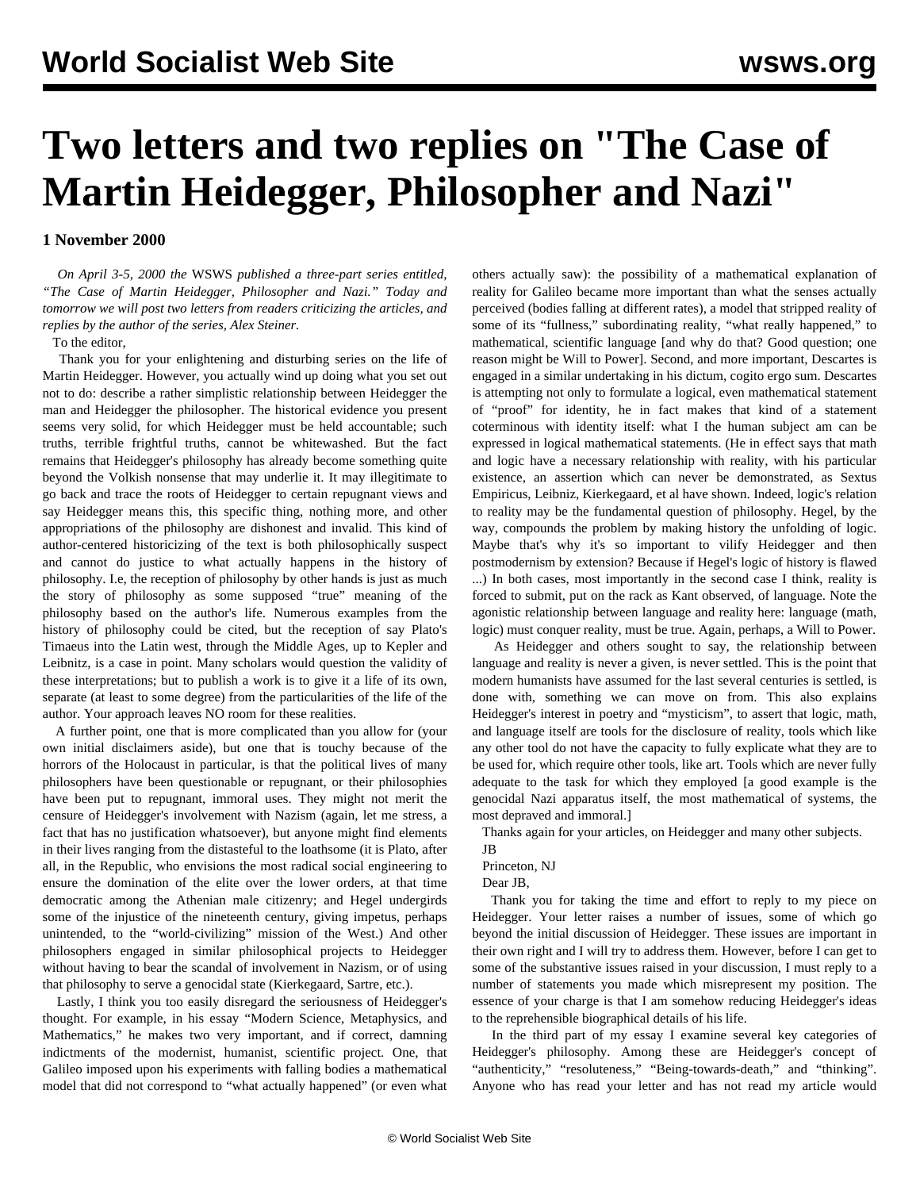# Two letters and two replies on "The Case of Martin Heidegger, Philosopher and Nazi"

**1 November 2000**

*On April 3-5, 2000 the* WSWS *published a three-part series entitled, "The Case of Martin Heidegger, Philosopher and Nazi." Today and tomorrow we will post two letters from readers criticizing the articles, and replies by the author of the series, Alex Steiner.*

To the editor,

Thank you for your enlightening and disturbing series on the life of Martin Heidegger. However, you actually wind up doing what you set out not to do: describe a rather simplistic relationship between Heidegger the man and Heidegger the philosopher. The historical evidence you present seems very solid, for which Heidegger must be held accountable; such truths, terrible frightful truths, cannot be whitewashed. But the fact remains that Heidegger's philosophy has already become something quite beyond the Volkish nonsense that may underlie it. It may illegitimate to go back and trace the roots of Heidegger to certain repugnant views and say Heidegger means this, this specific thing, nothing more, and other appropriations of the philosophy are dishonest and invalid. This kind of author-centered historicizing of the text is both philosophically suspect and cannot do justice to what actually happens in the history of philosophy. I.e, the reception of philosophy by other hands is just as much the story of philosophy as some supposed "true" meaning of the philosophy based on the author's life. Numerous examples from the history of philosophy could be cited, but the reception of say Plato's Timaeus into the Latin west, through the Middle Ages, up to Kepler and Leibnitz, is a case in point. Many scholars would question the validity of these interpretations; but to publish a work is to give it a life of its own, separate (at least to some degree) from the particularities of the life of the author. Your approach leaves NO room for these realities.

A further point, one that is more complicated than you allow for (your own initial disclaimers aside), but one that is touchy because of the horrors of the Holocaust in particular, is that the political lives of many philosophers have been questionable or repugnant, or their philosophies have been put to repugnant, immoral uses. They might not merit the censure of Heidegger's involvement with Nazism (again, let me stress, a fact that has no justification whatsoever), but anyone might find elements in their lives ranging from the distasteful to the loathsome (it is Plato, after all, in the Republic, who envisions the most radical social engineering to ensure the domination of the elite over the lower orders, at that time democratic among the Athenian male citizenry; and Hegel undergirds some of the injustice of the nineteenth century, giving impetus, perhaps unintended, to the "world-civilizing" mission of the West.) And other philosophers engaged in similar philosophical projects to Heidegger without having to bear the scandal of involvement in Nazism, or of using that philosophy to serve a genocidal state (Kierkegaard, Sartre, etc.).

Lastly, I think you too easily disregard the seriousness of Heidegger's thought. For example, in his essay "Modern Science, Metaphysics, and Mathematics," he makes two very important, and if correct, damning indictments of the modernist, humanist, scientific project. One, that Galileo imposed upon his experiments with falling bodies a mathematical model that did not correspond to "what actually happened" (or even what others actually saw): the possibility of a mathematical explanation of reality for Galileo became more important than what the senses actually perceived (bodies falling at different rates), a model that stripped reality of some of its "fullness," subordinating reality, "what really happened," to mathematical, scientific language [and why do that? Good question; one reason might be Will to Power]. Second, and more important, Descartes is engaged in a similar undertaking in his dictum, cogito ergo sum. Descartes is attempting not only to formulate a logical, even mathematical statement of "proof" for identity, he in fact makes that kind of a statement coterminous with identity itself: what I the human subject am can be expressed in logical mathematical statements. (He in effect says that math and logic have a necessary relationship with reality, with his particular existence, an assertion which can never be demonstrated, as Sextus Empiricus, Leibniz, Kierkegaard, et al have shown. Indeed, logic's relation to reality may be the fundamental question of philosophy. Hegel, by the way, compounds the problem by making history the unfolding of logic. Maybe that's why it's so important to vilify Heidegger and then postmodernism by extension? Because if Hegel's logic of history is flawed ...) In both cases, most importantly in the second case I think, reality is forced to submit, put on the rack as Kant observed, of language. Note the agonistic relationship between language and reality here: language (math, logic) must conquer reality, must be true. Again, perhaps, a Will to Power.

As Heidegger and others sought to say, the relationship between language and reality is never a given, is never settled. This is the point that modern humanists have assumed for the last several centuries is settled, is done with, something we can move on from. This also explains Heidegger's interest in poetry and "mysticism", to assert that logic, math, and language itself are tools for the disclosure of reality, tools which like any other tool do not have the capacity to fully explicate what they are to be used for, which require other tools, like art. Tools which are never fully adequate to the task for which they employed [a good example is the genocidal Nazi apparatus itself, the most mathematical of systems, the most depraved and immoral.]

Thanks again for your articles, on Heidegger and many other subjects.

JB

Princeton, NJ

Dear JB,

Thank you for taking the time and effort to reply to my piece on Heidegger. Your letter raises a number of issues, some of which go beyond the initial discussion of Heidegger. These issues are important in their own right and I will try to address them. However, before I can get to some of the substantive issues raised in your discussion, I must reply to a number of statements you made which misrepresent my position. The essence of your charge is that I am somehow reducing Heidegger's ideas to the reprehensible biographical details of his life.

In the third part of my essay I examine several key categories of Heidegger's philosophy. Among these are Heidegger's concept of "authenticity," "resoluteness," "Being-towards-death," and "thinking". Anyone who has read your letter and has not read my article would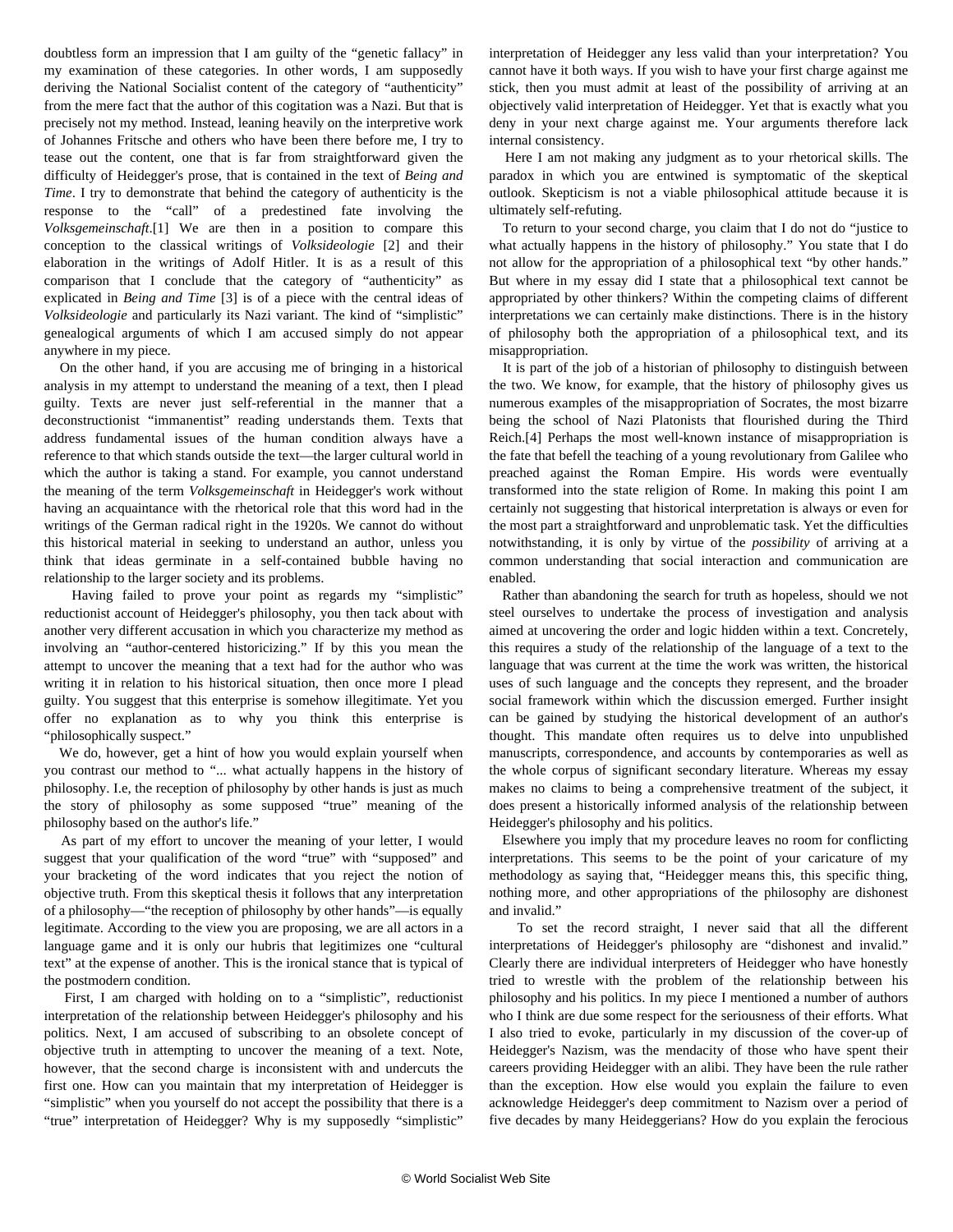doubtless form an impression that I am guilty of the "genetic fallacy" in my examination of these categories. In other words, I am supposedly deriving the National Socialist content of the category of "authenticity" from the mere fact that the author of this cogitation was a Nazi. But that is precisely not my method. Instead, leaning heavily on the interpretive work of Johannes Fritsche and others who have been there before me, I try to tease out the content, one that is far from straightforward given the difficulty of Heidegger's prose, that is contained in the text of *Being and Time*. I try to demonstrate that behind the category of authenticity is the response to the "call" of a predestined fate involving the *Volksgemeinschaft*.[1] We are then in a position to compare this conception to the classical writings of *Volksideologie* [2] and their elaboration in the writings of Adolf Hitler. It is as a result of this comparison that I conclude that the category of "authenticity" as explicated in *Being and Time* [3] is of a piece with the central ideas of *Volksideologie* and particularly its Nazi variant. The kind of "simplistic" genealogical arguments of which I am accused simply do not appear anywhere in my piece.

On the other hand, if you are accusing me of bringing in a historical analysis in my attempt to understand the meaning of a text, then I plead guilty. Texts are never just self-referential in the manner that a deconstructionist "immanentist" reading understands them. Texts that address fundamental issues of the human condition always have a reference to that which stands outside the text—the larger cultural world in which the author is taking a stand. For example, you cannot understand the meaning of the term *Volksgemeinschaft* in Heidegger's work without having an acquaintance with the rhetorical role that this word had in the writings of the German radical right in the 1920s. We cannot do without this historical material in seeking to understand an author, unless you think that ideas germinate in a self-contained bubble having no relationship to the larger society and its problems.

Having failed to prove your point as regards my "simplistic" reductionist account of Heidegger's philosophy, you then tack about with another very different accusation in which you characterize my method as involving an "author-centered historicizing." If by this you mean the attempt to uncover the meaning that a text had for the author who was writing it in relation to his historical situation, then once more I plead guilty. You suggest that this enterprise is somehow illegitimate. Yet you offer no explanation as to why you think this enterprise is "philosophically suspect."

We do, however, get a hint of how you would explain yourself when you contrast our method to "... what actually happens in the history of philosophy. I.e, the reception of philosophy by other hands is just as much the story of philosophy as some supposed "true" meaning of the philosophy based on the author's life."

As part of my effort to uncover the meaning of your letter, I would suggest that your qualification of the word "true" with "supposed" and your bracketing of the word indicates that you reject the notion of objective truth. From this skeptical thesis it follows that any interpretation of a philosophy—"the reception of philosophy by other hands"—is equally legitimate. According to the view you are proposing, we are all actors in a language game and it is only our hubris that legitimizes one "cultural text" at the expense of another. This is the ironical stance that is typical of the postmodern condition.

First, I am charged with holding on to a "simplistic", reductionist interpretation of the relationship between Heidegger's philosophy and his politics. Next, I am accused of subscribing to an obsolete concept of objective truth in attempting to uncover the meaning of a text. Note, however, that the second charge is inconsistent with and undercuts the first one. How can you maintain that my interpretation of Heidegger is "simplistic" when you yourself do not accept the possibility that there is a "true" interpretation of Heidegger? Why is my supposedly "simplistic" interpretation of Heidegger any less valid than your interpretation? You cannot have it both ways. If you wish to have your first charge against me stick, then you must admit at least of the possibility of arriving at an objectively valid interpretation of Heidegger. Yet that is exactly what you deny in your next charge against me. Your arguments therefore lack internal consistency.

Here I am not making any judgment as to your rhetorical skills. The paradox in which you are entwined is symptomatic of the skeptical outlook. Skepticism is not a viable philosophical attitude because it is ultimately self-refuting.

To return to your second charge, you claim that I do not do "justice to what actually happens in the history of philosophy." You state that I do not allow for the appropriation of a philosophical text "by other hands." But where in my essay did I state that a philosophical text cannot be appropriated by other thinkers? Within the competing claims of different interpretations we can certainly make distinctions. There is in the history of philosophy both the appropriation of a philosophical text, and its misappropriation.

It is part of the job of a historian of philosophy to distinguish between the two. We know, for example, that the history of philosophy gives us numerous examples of the misappropriation of Socrates, the most bizarre being the school of Nazi Platonists that flourished during the Third Reich.[4] Perhaps the most well-known instance of misappropriation is the fate that befell the teaching of a young revolutionary from Galilee who preached against the Roman Empire. His words were eventually transformed into the state religion of Rome. In making this point I am certainly not suggesting that historical interpretation is always or even for the most part a straightforward and unproblematic task. Yet the difficulties notwithstanding, it is only by virtue of the *possibility* of arriving at a common understanding that social interaction and communication are enabled.

Rather than abandoning the search for truth as hopeless, should we not steel ourselves to undertake the process of investigation and analysis aimed at uncovering the order and logic hidden within a text. Concretely, this requires a study of the relationship of the language of a text to the language that was current at the time the work was written, the historical uses of such language and the concepts they represent, and the broader social framework within which the discussion emerged. Further insight can be gained by studying the historical development of an author's thought. This mandate often requires us to delve into unpublished manuscripts, correspondence, and accounts by contemporaries as well as the whole corpus of significant secondary literature. Whereas my essay makes no claims to being a comprehensive treatment of the subject, it does present a historically informed analysis of the relationship between Heidegger's philosophy and his politics.

Elsewhere you imply that my procedure leaves no room for conflicting interpretations. This seems to be the point of your caricature of my methodology as saying that, "Heidegger means this, this specific thing, nothing more, and other appropriations of the philosophy are dishonest and invalid."

To set the record straight, I never said that all the different interpretations of Heidegger's philosophy are "dishonest and invalid." Clearly there are individual interpreters of Heidegger who have honestly tried to wrestle with the problem of the relationship between his philosophy and his politics. In my piece I mentioned a number of authors who I think are due some respect for the seriousness of their efforts. What I also tried to evoke, particularly in my discussion of the cover-up of Heidegger's Nazism, was the mendacity of those who have spent their careers providing Heidegger with an alibi. They have been the rule rather than the exception. How else would you explain the failure to even acknowledge Heidegger's deep commitment to Nazism over a period of five decades by many Heideggerians? How do you explain the ferocious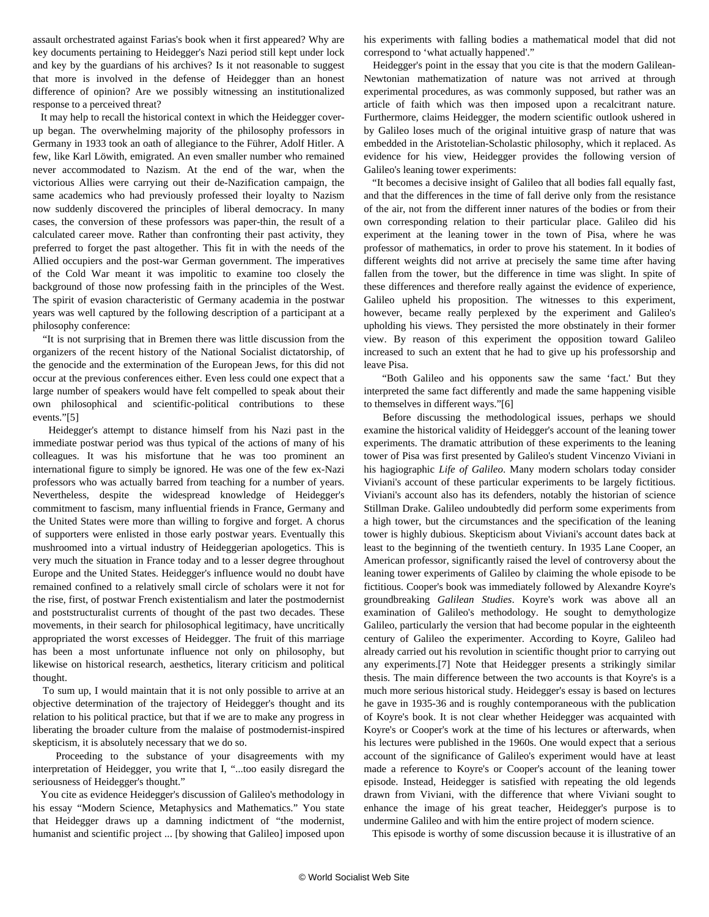assault orchestrated against Farias's book when it first appeared? Why are key documents pertaining to Heidegger's Nazi period still kept under lock and key by the guardians of his archives? Is it not reasonable to suggest that more is involved in the defense of Heidegger than an honest difference of opinion? Are we possibly witnessing an institutionalized response to a perceived threat?

It may help to recall the historical context in which the Heidegger cover-up began. The overwhelming majority of the philosophy professors in Germany in 1933 took an oath of allegiance to the Führer, Adolf Hitler. A few, like Karl Löwith, emigrated. An even smaller number who remained never accommodated to Nazism. At the end of the war, when the victorious Allies were carrying out their de-Nazification campaign, the same academics who had previously professed their loyalty to Nazism now suddenly discovered the principles of liberal democracy. In many cases, the conversion of these professors was paper-thin, the result of a calculated career move. Rather than confronting their past activity, they preferred to forget the past altogether. This fit in with the needs of the Allied occupiers and the post-war German government. The imperatives of the Cold War meant it was impolitic to examine too closely the background of those now professing faith in the principles of the West. The spirit of evasion characteristic of Germany academia in the postwar years was well captured by the following description of a participant at a philosophy conference:

"It is not surprising that in Bremen there was little discussion from the organizers of the recent history of the National Socialist dictatorship, of the genocide and the extermination of the European Jews, for this did not occur at the previous conferences either. Even less could one expect that a large number of speakers would have felt compelled to speak about their own philosophical and scientific-political contributions to these events."[5]

Heidegger's attempt to distance himself from his Nazi past in the immediate postwar period was thus typical of the actions of many of his colleagues. It was his misfortune that he was too prominent an international figure to simply be ignored. He was one of the few ex-Nazi professors who was actually barred from teaching for a number of years. Nevertheless, despite the widespread knowledge of Heidegger's commitment to fascism, many influential friends in France, Germany and the United States were more than willing to forgive and forget. A chorus of supporters were enlisted in those early postwar years. Eventually this mushroomed into a virtual industry of Heideggerian apologetics. This is very much the situation in France today and to a lesser degree throughout Europe and the United States. Heidegger's influence would no doubt have remained confined to a relatively small circle of scholars were it not for the rise, first, of postwar French existentialism and later the postmodernist and poststructuralist currents of thought of the past two decades. These movements, in their search for philosophical legitimacy, have uncritically appropriated the worst excesses of Heidegger. The fruit of this marriage has been a most unfortunate influence not only on philosophy, but likewise on historical research, aesthetics, literary criticism and political thought.

To sum up, I would maintain that it is not only possible to arrive at an objective determination of the trajectory of Heidegger's thought and its relation to his political practice, but that if we are to make any progress in liberating the broader culture from the malaise of postmodernist-inspired skepticism, it is absolutely necessary that we do so.

Proceeding to the substance of your disagreements with my interpretation of Heidegger, you write that I, "...too easily disregard the seriousness of Heidegger's thought."

You cite as evidence Heidegger's discussion of Galileo's methodology in his essay "Modern Science, Metaphysics and Mathematics." You state that Heidegger draws up a damning indictment of "the modernist, humanist and scientific project ... [by showing that Galileo] imposed upon his experiments with falling bodies a mathematical model that did not correspond to 'what actually happened'."

Heidegger's point in the essay that you cite is that the modern Galilean-Newtonian mathematization of nature was not arrived at through experimental procedures, as was commonly supposed, but rather was an article of faith which was then imposed upon a recalcitrant nature. Furthermore, claims Heidegger, the modern scientific outlook ushered in by Galileo loses much of the original intuitive grasp of nature that was embedded in the Aristotelian-Scholastic philosophy, which it replaced. As evidence for his view, Heidegger provides the following version of Galileo's leaning tower experiments:

"It becomes a decisive insight of Galileo that all bodies fall equally fast, and that the differences in the time of fall derive only from the resistance of the air, not from the different inner natures of the bodies or from their own corresponding relation to their particular place. Galileo did his experiment at the leaning tower in the town of Pisa, where he was professor of mathematics, in order to prove his statement. In it bodies of different weights did not arrive at precisely the same time after having fallen from the tower, but the difference in time was slight. In spite of these differences and therefore really against the evidence of experience, Galileo upheld his proposition. The witnesses to this experiment, however, became really perplexed by the experiment and Galileo's upholding his views. They persisted the more obstinately in their former view. By reason of this experiment the opposition toward Galileo increased to such an extent that he had to give up his professorship and leave Pisa.

"Both Galileo and his opponents saw the same 'fact.' But they interpreted the same fact differently and made the same happening visible to themselves in different ways."[6]

Before discussing the methodological issues, perhaps we should examine the historical validity of Heidegger's account of the leaning tower experiments. The dramatic attribution of these experiments to the leaning tower of Pisa was first presented by Galileo's student Vincenzo Viviani in his hagiographic *Life of Galileo*. Many modern scholars today consider Viviani's account of these particular experiments to be largely fictitious. Viviani's account also has its defenders, notably the historian of science Stillman Drake. Galileo undoubtedly did perform some experiments from a high tower, but the circumstances and the specification of the leaning tower is highly dubious. Skepticism about Viviani's account dates back at least to the beginning of the twentieth century. In 1935 Lane Cooper, an American professor, significantly raised the level of controversy about the leaning tower experiments of Galileo by claiming the whole episode to be fictitious. Cooper's book was immediately followed by Alexandre Koyre's groundbreaking *Galilean Studies*. Koyre's work was above all an examination of Galileo's methodology. He sought to demythologize Galileo, particularly the version that had become popular in the eighteenth century of Galileo the experimenter. According to Koyre, Galileo had already carried out his revolution in scientific thought prior to carrying out any experiments.[7] Note that Heidegger presents a strikingly similar thesis. The main difference between the two accounts is that Koyre's is a much more serious historical study. Heidegger's essay is based on lectures he gave in 1935-36 and is roughly contemporaneous with the publication of Koyre's book. It is not clear whether Heidegger was acquainted with Koyre's or Cooper's work at the time of his lectures or afterwards, when his lectures were published in the 1960s. One would expect that a serious account of the significance of Galileo's experiment would have at least made a reference to Koyre's or Cooper's account of the leaning tower episode. Instead, Heidegger is satisfied with repeating the old legends drawn from Viviani, with the difference that where Viviani sought to enhance the image of his great teacher, Heidegger's purpose is to undermine Galileo and with him the entire project of modern science.

This episode is worthy of some discussion because it is illustrative of an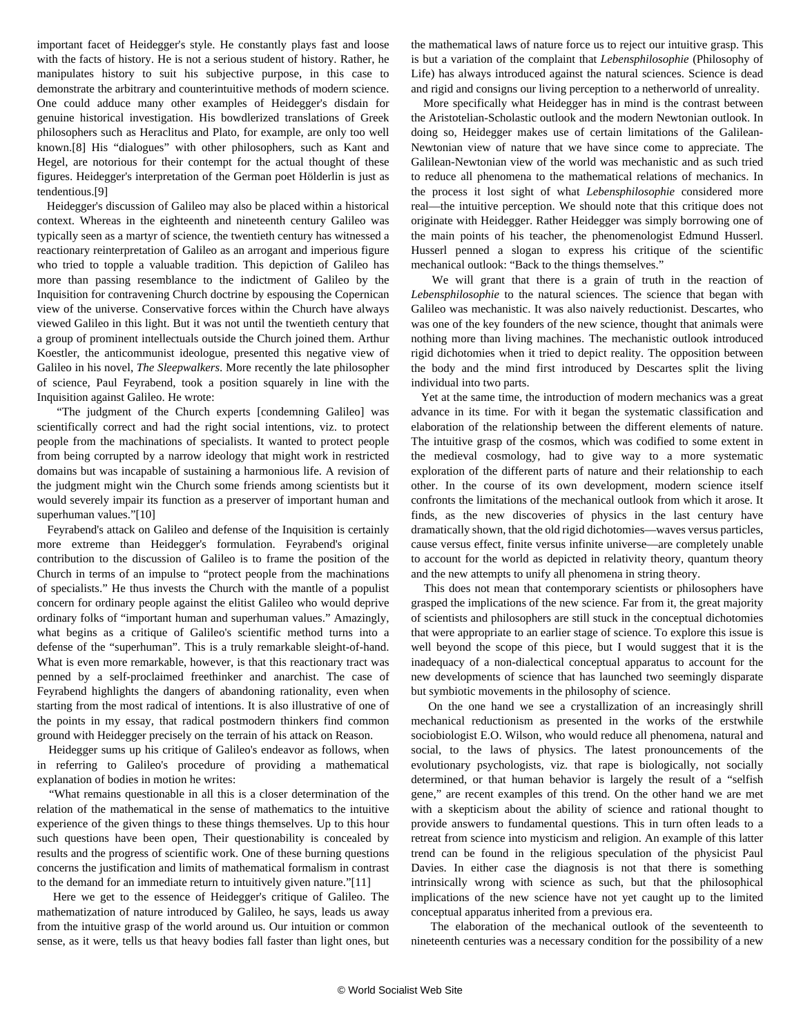important facet of Heidegger's style. He constantly plays fast and loose with the facts of history. He is not a serious student of history. Rather, he manipulates history to suit his subjective purpose, in this case to demonstrate the arbitrary and counterintuitive methods of modern science. One could adduce many other examples of Heidegger's disdain for genuine historical investigation. His bowdlerized translations of Greek philosophers such as Heraclitus and Plato, for example, are only too well known.[8] His "dialogues" with other philosophers, such as Kant and Hegel, are notorious for their contempt for the actual thought of these figures. Heidegger's interpretation of the German poet Hölderlin is just as tendentious.[9]

Heidegger's discussion of Galileo may also be placed within a historical context. Whereas in the eighteenth and nineteenth century Galileo was typically seen as a martyr of science, the twentieth century has witnessed a reactionary reinterpretation of Galileo as an arrogant and imperious figure who tried to topple a valuable tradition. This depiction of Galileo has more than passing resemblance to the indictment of Galileo by the Inquisition for contravening Church doctrine by espousing the Copernican view of the universe. Conservative forces within the Church have always viewed Galileo in this light. But it was not until the twentieth century that a group of prominent intellectuals outside the Church joined them. Arthur Koestler, the anticommunist ideologue, presented this negative view of Galileo in his novel, *The Sleepwalkers*. More recently the late philosopher of science, Paul Feyrabend, took a position squarely in line with the Inquisition against Galileo. He wrote:

"The judgment of the Church experts [condemning Galileo] was scientifically correct and had the right social intentions, viz. to protect people from the machinations of specialists. It wanted to protect people from being corrupted by a narrow ideology that might work in restricted domains but was incapable of sustaining a harmonious life. A revision of the judgment might win the Church some friends among scientists but it would severely impair its function as a preserver of important human and superhuman values."[10]

Feyrabend's attack on Galileo and defense of the Inquisition is certainly more extreme than Heidegger's formulation. Feyrabend's original contribution to the discussion of Galileo is to frame the position of the Church in terms of an impulse to "protect people from the machinations of specialists." He thus invests the Church with the mantle of a populist concern for ordinary people against the elitist Galileo who would deprive ordinary folks of "important human and superhuman values." Amazingly, what begins as a critique of Galileo's scientific method turns into a defense of the "superhuman". This is a truly remarkable sleight-of-hand. What is even more remarkable, however, is that this reactionary tract was penned by a self-proclaimed freethinker and anarchist. The case of Feyrabend highlights the dangers of abandoning rationality, even when starting from the most radical of intentions. It is also illustrative of one of the points in my essay, that radical postmodern thinkers find common ground with Heidegger precisely on the terrain of his attack on Reason.

Heidegger sums up his critique of Galileo's endeavor as follows, when in referring to Galileo's procedure of providing a mathematical explanation of bodies in motion he writes:

"What remains questionable in all this is a closer determination of the relation of the mathematical in the sense of mathematics to the intuitive experience of the given things to these things themselves. Up to this hour such questions have been open, Their questionability is concealed by results and the progress of scientific work. One of these burning questions concerns the justification and limits of mathematical formalism in contrast to the demand for an immediate return to intuitively given nature."[11]

Here we get to the essence of Heidegger's critique of Galileo. The mathematization of nature introduced by Galileo, he says, leads us away from the intuitive grasp of the world around us. Our intuition or common sense, as it were, tells us that heavy bodies fall faster than light ones, but the mathematical laws of nature force us to reject our intuitive grasp. This is but a variation of the complaint that *Lebensphilosophie* (Philosophy of Life) has always introduced against the natural sciences. Science is dead and rigid and consigns our living perception to a netherworld of unreality.

More specifically what Heidegger has in mind is the contrast between the Aristotelian-Scholastic outlook and the modern Newtonian outlook. In doing so, Heidegger makes use of certain limitations of the Galilean-Newtonian view of nature that we have since come to appreciate. The Galilean-Newtonian view of the world was mechanistic and as such tried to reduce all phenomena to the mathematical relations of mechanics. In the process it lost sight of what *Lebensphilosophie* considered more real—the intuitive perception. We should note that this critique does not originate with Heidegger. Rather Heidegger was simply borrowing one of the main points of his teacher, the phenomenologist Edmund Husserl. Husserl penned a slogan to express his critique of the scientific mechanical outlook: "Back to the things themselves."

We will grant that there is a grain of truth in the reaction of *Lebensphilosophie* to the natural sciences. The science that began with Galileo was mechanistic. It was also naively reductionist. Descartes, who was one of the key founders of the new science, thought that animals were nothing more than living machines. The mechanistic outlook introduced rigid dichotomies when it tried to depict reality. The opposition between the body and the mind first introduced by Descartes split the living individual into two parts.

Yet at the same time, the introduction of modern mechanics was a great advance in its time. For with it began the systematic classification and elaboration of the relationship between the different elements of nature. The intuitive grasp of the cosmos, which was codified to some extent in the medieval cosmology, had to give way to a more systematic exploration of the different parts of nature and their relationship to each other. In the course of its own development, modern science itself confronts the limitations of the mechanical outlook from which it arose. It finds, as the new discoveries of physics in the last century have dramatically shown, that the old rigid dichotomies—waves versus particles, cause versus effect, finite versus infinite universe—are completely unable to account for the world as depicted in relativity theory, quantum theory and the new attempts to unify all phenomena in string theory.

This does not mean that contemporary scientists or philosophers have grasped the implications of the new science. Far from it, the great majority of scientists and philosophers are still stuck in the conceptual dichotomies that were appropriate to an earlier stage of science. To explore this issue is well beyond the scope of this piece, but I would suggest that it is the inadequacy of a non-dialectical conceptual apparatus to account for the new developments of science that has launched two seemingly disparate but symbiotic movements in the philosophy of science.

On the one hand we see a crystallization of an increasingly shrill mechanical reductionism as presented in the works of the erstwhile sociobiologist E.O. Wilson, who would reduce all phenomena, natural and social, to the laws of physics. The latest pronouncements of the evolutionary psychologists, viz. that rape is biologically, not socially determined, or that human behavior is largely the result of a "selfish gene," are recent examples of this trend. On the other hand we are met with a skepticism about the ability of science and rational thought to provide answers to fundamental questions. This in turn often leads to a retreat from science into mysticism and religion. An example of this latter trend can be found in the religious speculation of the physicist Paul Davies. In either case the diagnosis is not that there is something intrinsically wrong with science as such, but that the philosophical implications of the new science have not yet caught up to the limited conceptual apparatus inherited from a previous era.

The elaboration of the mechanical outlook of the seventeenth to nineteenth centuries was a necessary condition for the possibility of a new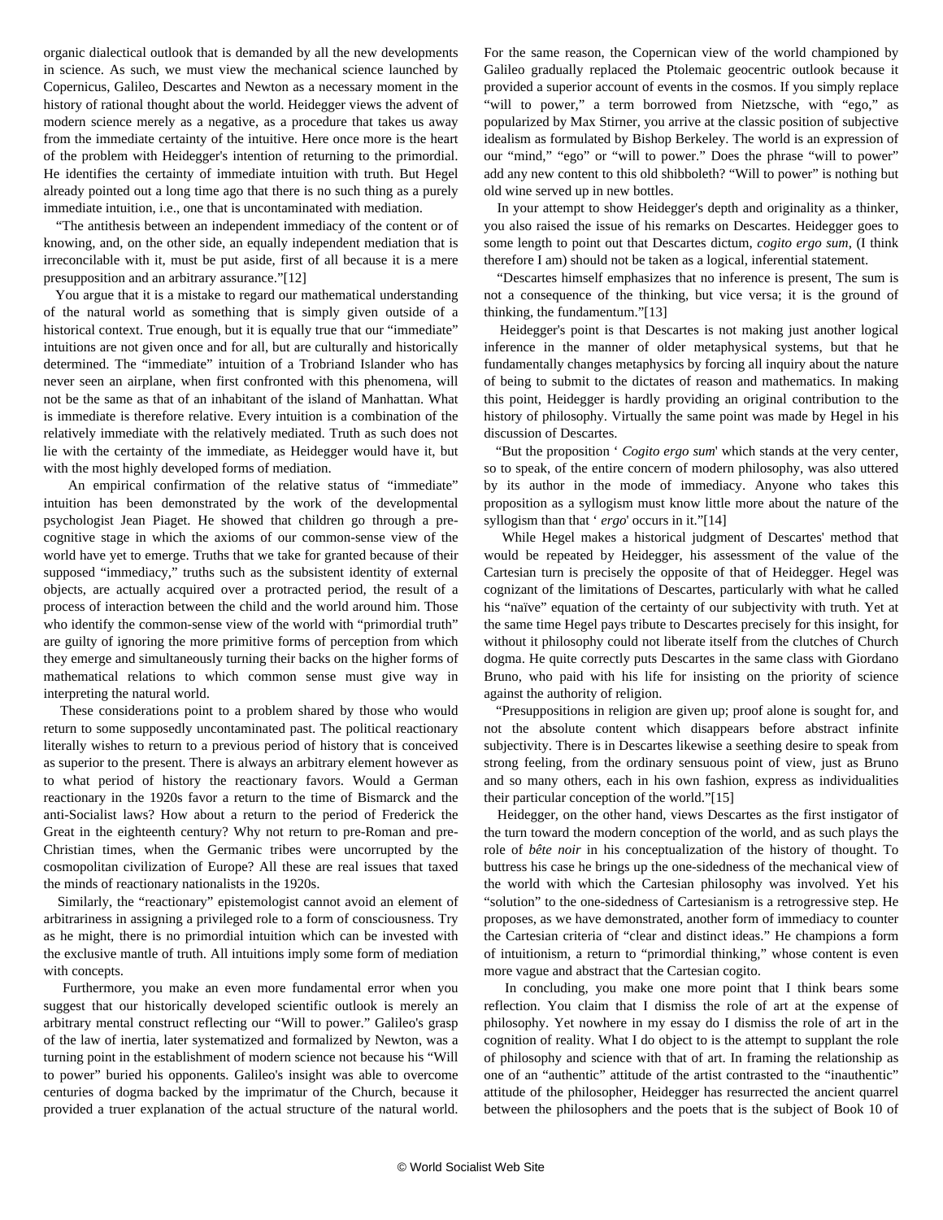organic dialectical outlook that is demanded by all the new developments in science. As such, we must view the mechanical science launched by Copernicus, Galileo, Descartes and Newton as a necessary moment in the history of rational thought about the world. Heidegger views the advent of modern science merely as a negative, as a procedure that takes us away from the immediate certainty of the intuitive. Here once more is the heart of the problem with Heidegger's intention of returning to the primordial. He identifies the certainty of immediate intuition with truth. But Hegel already pointed out a long time ago that there is no such thing as a purely immediate intuition, i.e., one that is uncontaminated with mediation.

"The antithesis between an independent immediacy of the content or of knowing, and, on the other side, an equally independent mediation that is irreconcilable with it, must be put aside, first of all because it is a mere presupposition and an arbitrary assurance."[12]

You argue that it is a mistake to regard our mathematical understanding of the natural world as something that is simply given outside of a historical context. True enough, but it is equally true that our "immediate" intuitions are not given once and for all, but are culturally and historically determined. The "immediate" intuition of a Trobriand Islander who has never seen an airplane, when first confronted with this phenomena, will not be the same as that of an inhabitant of the island of Manhattan. What is immediate is therefore relative. Every intuition is a combination of the relatively immediate with the relatively mediated. Truth as such does not lie with the certainty of the immediate, as Heidegger would have it, but with the most highly developed forms of mediation.

An empirical confirmation of the relative status of "immediate" intuition has been demonstrated by the work of the developmental psychologist Jean Piaget. He showed that children go through a pre-cognitive stage in which the axioms of our common-sense view of the world have yet to emerge. Truths that we take for granted because of their supposed "immediacy," truths such as the subsistent identity of external objects, are actually acquired over a protracted period, the result of a process of interaction between the child and the world around him. Those who identify the common-sense view of the world with "primordial truth" are guilty of ignoring the more primitive forms of perception from which they emerge and simultaneously turning their backs on the higher forms of mathematical relations to which common sense must give way in interpreting the natural world.

These considerations point to a problem shared by those who would return to some supposedly uncontaminated past. The political reactionary literally wishes to return to a previous period of history that is conceived as superior to the present. There is always an arbitrary element however as to what period of history the reactionary favors. Would a German reactionary in the 1920s favor a return to the time of Bismarck and the anti-Socialist laws? How about a return to the period of Frederick the Great in the eighteenth century? Why not return to pre-Roman and pre-Christian times, when the Germanic tribes were uncorrupted by the cosmopolitan civilization of Europe? All these are real issues that taxed the minds of reactionary nationalists in the 1920s.

Similarly, the "reactionary" epistemologist cannot avoid an element of arbitrariness in assigning a privileged role to a form of consciousness. Try as he might, there is no primordial intuition which can be invested with the exclusive mantle of truth. All intuitions imply some form of mediation with concepts.

Furthermore, you make an even more fundamental error when you suggest that our historically developed scientific outlook is merely an arbitrary mental construct reflecting our "Will to power." Galileo's grasp of the law of inertia, later systematized and formalized by Newton, was a turning point in the establishment of modern science not because his "Will to power" buried his opponents. Galileo's insight was able to overcome centuries of dogma backed by the imprimatur of the Church, because it provided a truer explanation of the actual structure of the natural world. For the same reason, the Copernican view of the world championed by Galileo gradually replaced the Ptolemaic geocentric outlook because it provided a superior account of events in the cosmos. If you simply replace "will to power," a term borrowed from Nietzsche, with "ego," as popularized by Max Stirner, you arrive at the classic position of subjective idealism as formulated by Bishop Berkeley. The world is an expression of our "mind," "ego" or "will to power." Does the phrase "will to power" add any new content to this old shibboleth? "Will to power" is nothing but old wine served up in new bottles.

In your attempt to show Heidegger's depth and originality as a thinker, you also raised the issue of his remarks on Descartes. Heidegger goes to some length to point out that Descartes dictum, *cogito ergo sum*, (I think therefore I am) should not be taken as a logical, inferential statement.

"Descartes himself emphasizes that no inference is present, The sum is not a consequence of the thinking, but vice versa; it is the ground of thinking, the fundamentum."[13]

Heidegger's point is that Descartes is not making just another logical inference in the manner of older metaphysical systems, but that he fundamentally changes metaphysics by forcing all inquiry about the nature of being to submit to the dictates of reason and mathematics. In making this point, Heidegger is hardly providing an original contribution to the history of philosophy. Virtually the same point was made by Hegel in his discussion of Descartes.

"But the proposition ' *Cogito ergo sum*' which stands at the very center, so to speak, of the entire concern of modern philosophy, was also uttered by its author in the mode of immediacy. Anyone who takes this proposition as a syllogism must know little more about the nature of the syllogism than that ' *ergo*' occurs in it."[14]

While Hegel makes a historical judgment of Descartes' method that would be repeated by Heidegger, his assessment of the value of the Cartesian turn is precisely the opposite of that of Heidegger. Hegel was cognizant of the limitations of Descartes, particularly with what he called his "naïve" equation of the certainty of our subjectivity with truth. Yet at the same time Hegel pays tribute to Descartes precisely for this insight, for without it philosophy could not liberate itself from the clutches of Church dogma. He quite correctly puts Descartes in the same class with Giordano Bruno, who paid with his life for insisting on the priority of science against the authority of religion.

"Presuppositions in religion are given up; proof alone is sought for, and not the absolute content which disappears before abstract infinite subjectivity. There is in Descartes likewise a seething desire to speak from strong feeling, from the ordinary sensuous point of view, just as Bruno and so many others, each in his own fashion, express as individualities their particular conception of the world."[15]

Heidegger, on the other hand, views Descartes as the first instigator of the turn toward the modern conception of the world, and as such plays the role of *bête noir* in his conceptualization of the history of thought. To buttress his case he brings up the one-sidedness of the mechanical view of the world with which the Cartesian philosophy was involved. Yet his "solution" to the one-sidedness of Cartesianism is a retrogressive step. He proposes, as we have demonstrated, another form of immediacy to counter the Cartesian criteria of "clear and distinct ideas." He champions a form of intuitionism, a return to "primordial thinking," whose content is even more vague and abstract that the Cartesian cogito.

In concluding, you make one more point that I think bears some reflection. You claim that I dismiss the role of art at the expense of philosophy. Yet nowhere in my essay do I dismiss the role of art in the cognition of reality. What I do object to is the attempt to supplant the role of philosophy and science with that of art. In framing the relationship as one of an "authentic" attitude of the artist contrasted to the "inauthentic" attitude of the philosopher, Heidegger has resurrected the ancient quarrel between the philosophers and the poets that is the subject of Book 10 of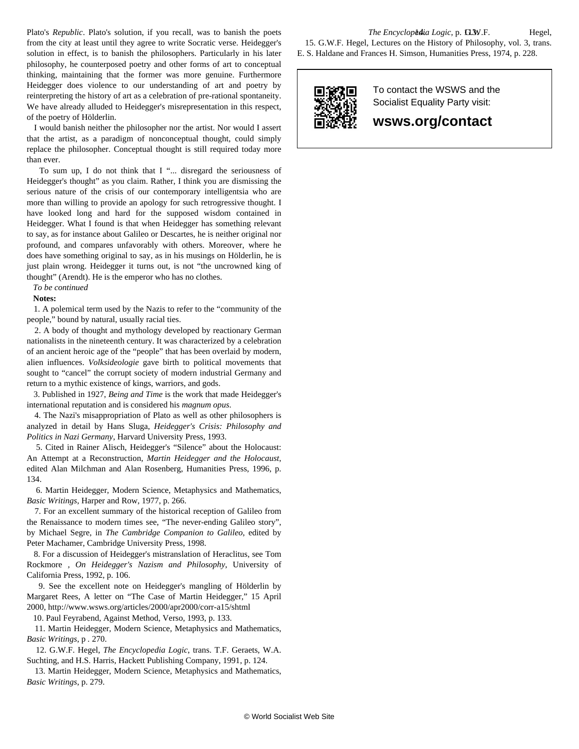Plato's *Republic*. Plato's solution, if you recall, was to banish the poets from the city at least until they agree to write Socratic verse. Heidegger's solution in effect, is to banish the philosophers. Particularly in his later philosophy, he counterposed poetry and other forms of art to conceptual thinking, maintaining that the former was more genuine. Furthermore Heidegger does violence to our understanding of art and poetry by reinterpreting the history of art as a celebration of pre-rational spontaneity. We have already alluded to Heidegger's misrepresentation in this respect, of the poetry of Hölderlin.

I would banish neither the philosopher nor the artist. Nor would I assert that the artist, as a paradigm of nonconceptual thought, could simply replace the philosopher. Conceptual thought is still required today more than ever.

To sum up, I do not think that I "... disregard the seriousness of Heidegger's thought" as you claim. Rather, I think you are dismissing the serious nature of the crisis of our contemporary intelligentsia who are more than willing to provide an apology for such retrogressive thought. I have looked long and hard for the supposed wisdom contained in Heidegger. What I found is that when Heidegger has something relevant to say, as for instance about Galileo or Descartes, he is neither original nor profound, and compares unfavorably with others. Moreover, where he does have something original to say, as in his musings on Hölderlin, he is just plain wrong. Heidegger it turns out, is not "the uncrowned king of thought" (Arendt). He is the emperor who has no clothes.

*To be continued*

**Notes:**

1. A polemical term used by the Nazis to refer to the "community of the people," bound by natural, usually racial ties.

2. A body of thought and mythology developed by reactionary German nationalists in the nineteenth century. It was characterized by a celebration of an ancient heroic age of the "people" that has been overlaid by modern, alien influences. *Volksideologie* gave birth to political movements that sought to "cancel" the corrupt society of modern industrial Germany and return to a mythic existence of kings, warriors, and gods.

3. Published in 1927, *Being and Time* is the work that made Heidegger's international reputation and is considered his *magnum opus*.

4. The Nazi's misappropriation of Plato as well as other philosophers is analyzed in detail by Hans Sluga, *Heidegger's Crisis: Philosophy and Politics in Nazi Germany*, Harvard University Press, 1993.

5. Cited in Rainer Alisch, Heidegger's "Silence" about the Holocaust: An Attempt at a Reconstruction, *Martin Heidegger and the Holocaust*, edited Alan Milchman and Alan Rosenberg, Humanities Press, 1996, p. 134.

6. Martin Heidegger, Modern Science, Metaphysics and Mathematics, *Basic Writings*, Harper and Row, 1977, p. 266.

7. For an excellent summary of the historical reception of Galileo from the Renaissance to modern times see, "The never-ending Galileo story", by Michael Segre, in *The Cambridge Companion to Galileo*, edited by Peter Machamer, Cambridge University Press, 1998.

8. For a discussion of Heidegger's mistranslation of Heraclitus, see Tom Rockmore , *On Heidegger's Nazism and Philosophy*, University of California Press, 1992, p. 106.

9. See the excellent note on Heidegger's mangling of Hölderlin by Margaret Rees, A letter on "The Case of Martin Heidegger," 15 April 2000, http://www.wsws.org/articles/2000/apr2000/corr-a15/shtml

10. Paul Feyrabend, Against Method, Verso, 1993, p. 133.

11. Martin Heidegger, Modern Science, Metaphysics and Mathematics, *Basic Writings*, p . 270.

12. G.W.F. Hegel, *The Encyclopedia Logic*, trans. T.F. Geraets, W.A. Suchting, and H.S. Harris, Hackett Publishing Company, 1991, p. 124.

13. Martin Heidegger, Modern Science, Metaphysics and Mathematics, *Basic Writings*, p. 279.

14. G.W.F. Hegel, *The Encyclopedia Logic*, p. 113.

15. G.W.F. Hegel, Lectures on the History of Philosophy, vol. 3, trans. E. S. Haldane and Frances H. Simson, Humanities Press, 1974, p. 228.

To contact the WSWS and the Socialist Equality Party visit:

**wsws.org/contact**